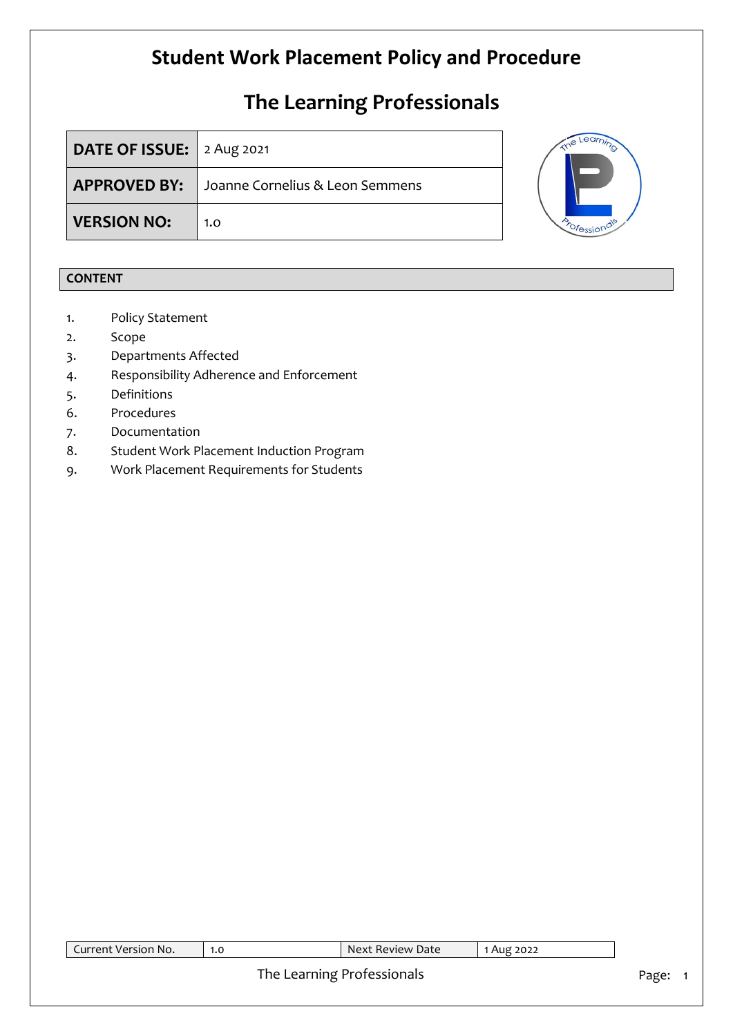# Student Work Placement Policy and Procedure

# The Learning Professionals

| DATE OF ISSUE: | 2 Aug 2021 |
|---|---|
| APPROVED BY: | Joanne Cornelius & Leon Semmens |
| VERSION NO: | 1.0 |

## CONTENT

1. Policy Statement
2. Scope
3. Departments Affected
4. Responsibility Adherence and Enforcement
5. Definitions
6. Procedures
7. Documentation
8. Student Work Placement Induction Program
9. Work Placement Requirements for Students

| Current Version No. | 1.0 | Next Review Date | 1 Aug 2022 |
|---|---|---|---|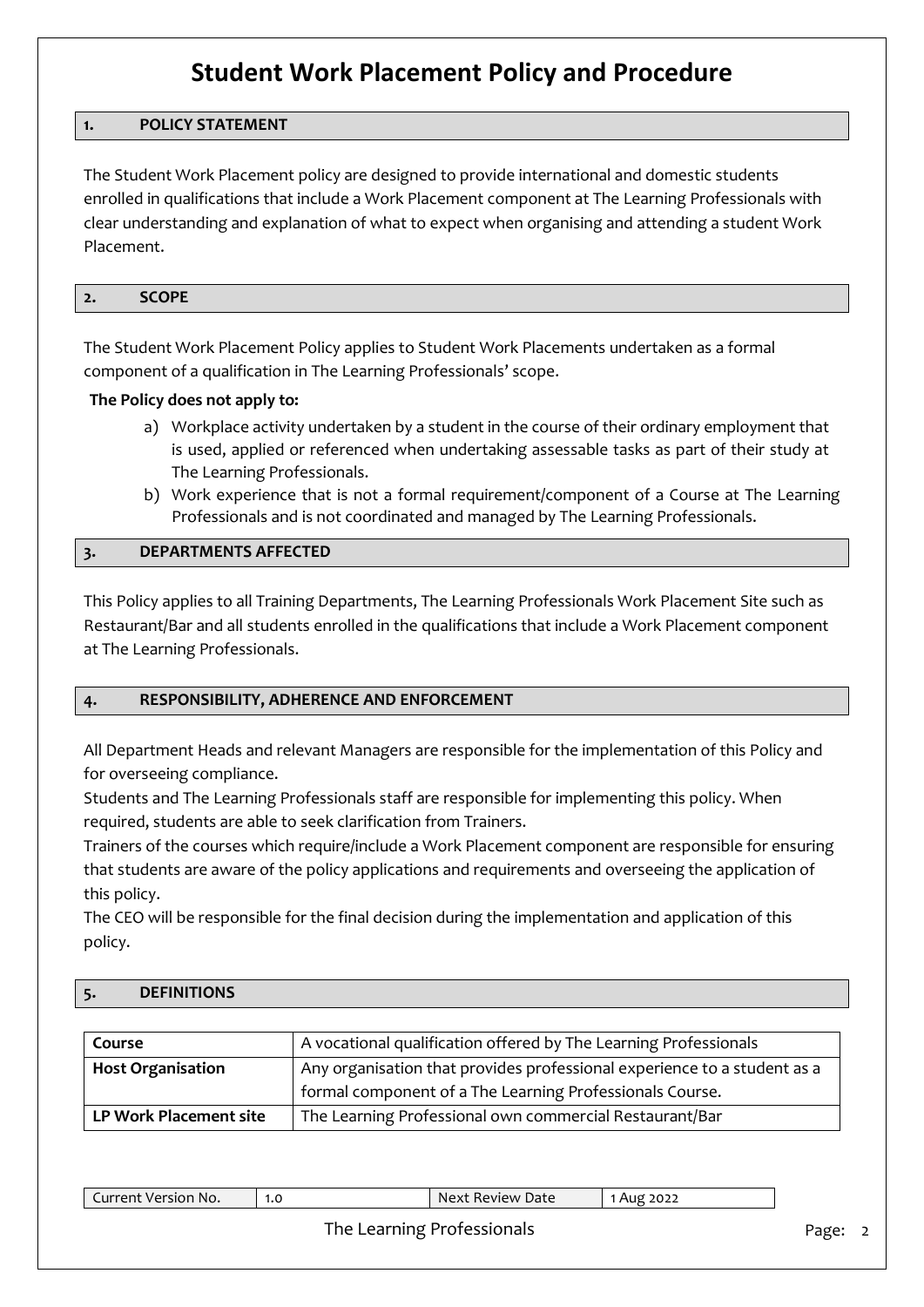# Student Work Placement Policy and Procedure

## 1. POLICY STATEMENT

The Student Work Placement policy are designed to provide international and domestic students enrolled in qualifications that include a Work Placement component at The Learning Professionals with clear understanding and explanation of what to expect when organising and attending a student Work Placement.

## 2. SCOPE

The Student Work Placement Policy applies to Student Work Placements undertaken as a formal component of a qualification in The Learning Professionals' scope.

**The Policy does not apply to:**

a) Workplace activity undertaken by a student in the course of their ordinary employment that is used, applied or referenced when undertaking assessable tasks as part of their study at The Learning Professionals.
b) Work experience that is not a formal requirement/component of a Course at The Learning Professionals and is not coordinated and managed by The Learning Professionals.

## 3. DEPARTMENTS AFFECTED

This Policy applies to all Training Departments, The Learning Professionals Work Placement Site such as Restaurant/Bar and all students enrolled in the qualifications that include a Work Placement component at The Learning Professionals.

## 4. RESPONSIBILITY, ADHERENCE AND ENFORCEMENT

All Department Heads and relevant Managers are responsible for the implementation of this Policy and for overseeing compliance.

Students and The Learning Professionals staff are responsible for implementing this policy. When required, students are able to seek clarification from Trainers.

Trainers of the courses which require/include a Work Placement component are responsible for ensuring that students are aware of the policy applications and requirements and overseeing the application of this policy.

The CEO will be responsible for the final decision during the implementation and application of this policy.

## 5. DEFINITIONS

| Term | Definition |
|---|---|
| **Course** | A vocational qualification offered by The Learning Professionals |
| **Host Organisation** | Any organisation that provides professional experience to a student as a formal component of a The Learning Professionals Course. |
| **LP Work Placement site** | The Learning Professional own commercial Restaurant/Bar |

| Current Version No. | 1.0 | Next Review Date | 1 Aug 2022 |
|---|---|---|---|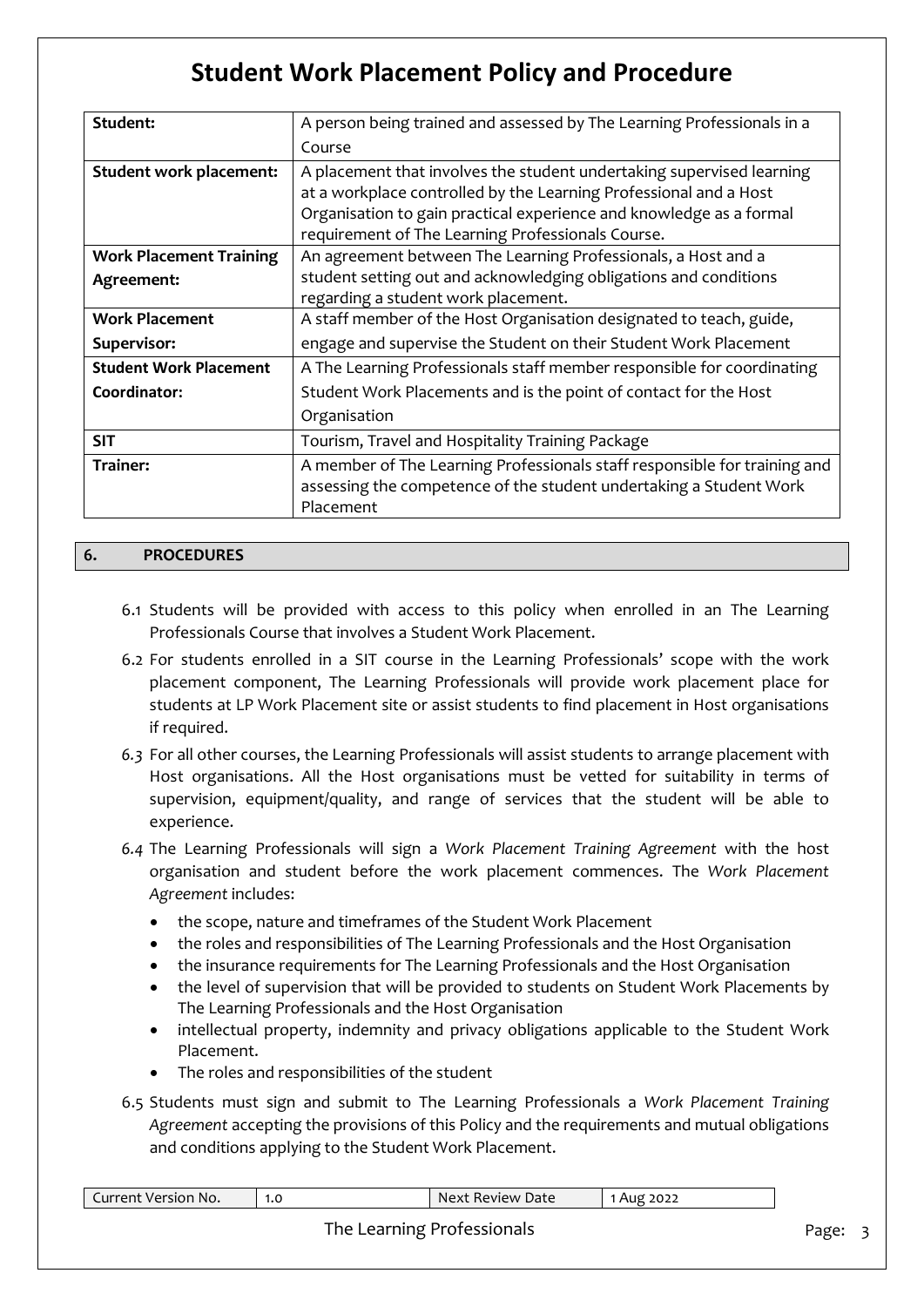# Student Work Placement Policy and Procedure

| | |
|---|---|
| **Student:** | A person being trained and assessed by The Learning Professionals in a Course |
| **Student work placement:** | A placement that involves the student undertaking supervised learning at a workplace controlled by the Learning Professional and a Host Organisation to gain practical experience and knowledge as a formal requirement of The Learning Professionals Course. |
| **Work Placement Training Agreement:** | An agreement between The Learning Professionals, a Host and a student setting out and acknowledging obligations and conditions regarding a student work placement. |
| **Work Placement Supervisor:** | A staff member of the Host Organisation designated to teach, guide, engage and supervise the Student on their Student Work Placement |
| **Student Work Placement Coordinator:** | A The Learning Professionals staff member responsible for coordinating Student Work Placements and is the point of contact for the Host Organisation |
| **SIT** | Tourism, Travel and Hospitality Training Package |
| **Trainer:** | A member of The Learning Professionals staff responsible for training and assessing the competence of the student undertaking a Student Work Placement |

## 6. PROCEDURES

6.1 Students will be provided with access to this policy when enrolled in an The Learning Professionals Course that involves a Student Work Placement.

6.2 For students enrolled in a SIT course in the Learning Professionals' scope with the work placement component, The Learning Professionals will provide work placement place for students at LP Work Placement site or assist students to find placement in Host organisations if required.

*6.3* For all other courses, the Learning Professionals will assist students to arrange placement with Host organisations. All the Host organisations must be vetted for suitability in terms of supervision, equipment/quality, and range of services that the student will be able to experience.

*6.4* The Learning Professionals will sign a *Work Placement Training Agreement* with the host organisation and student before the work placement commences. The *Work Placement Agreement* includes:

- the scope, nature and timeframes of the Student Work Placement
- the roles and responsibilities of The Learning Professionals and the Host Organisation
- the insurance requirements for The Learning Professionals and the Host Organisation
- the level of supervision that will be provided to students on Student Work Placements by The Learning Professionals and the Host Organisation
- intellectual property, indemnity and privacy obligations applicable to the Student Work Placement.
- The roles and responsibilities of the student

6.5 Students must sign and submit to The Learning Professionals a *Work Placement Training Agreement* accepting the provisions of this Policy and the requirements and mutual obligations and conditions applying to the Student Work Placement.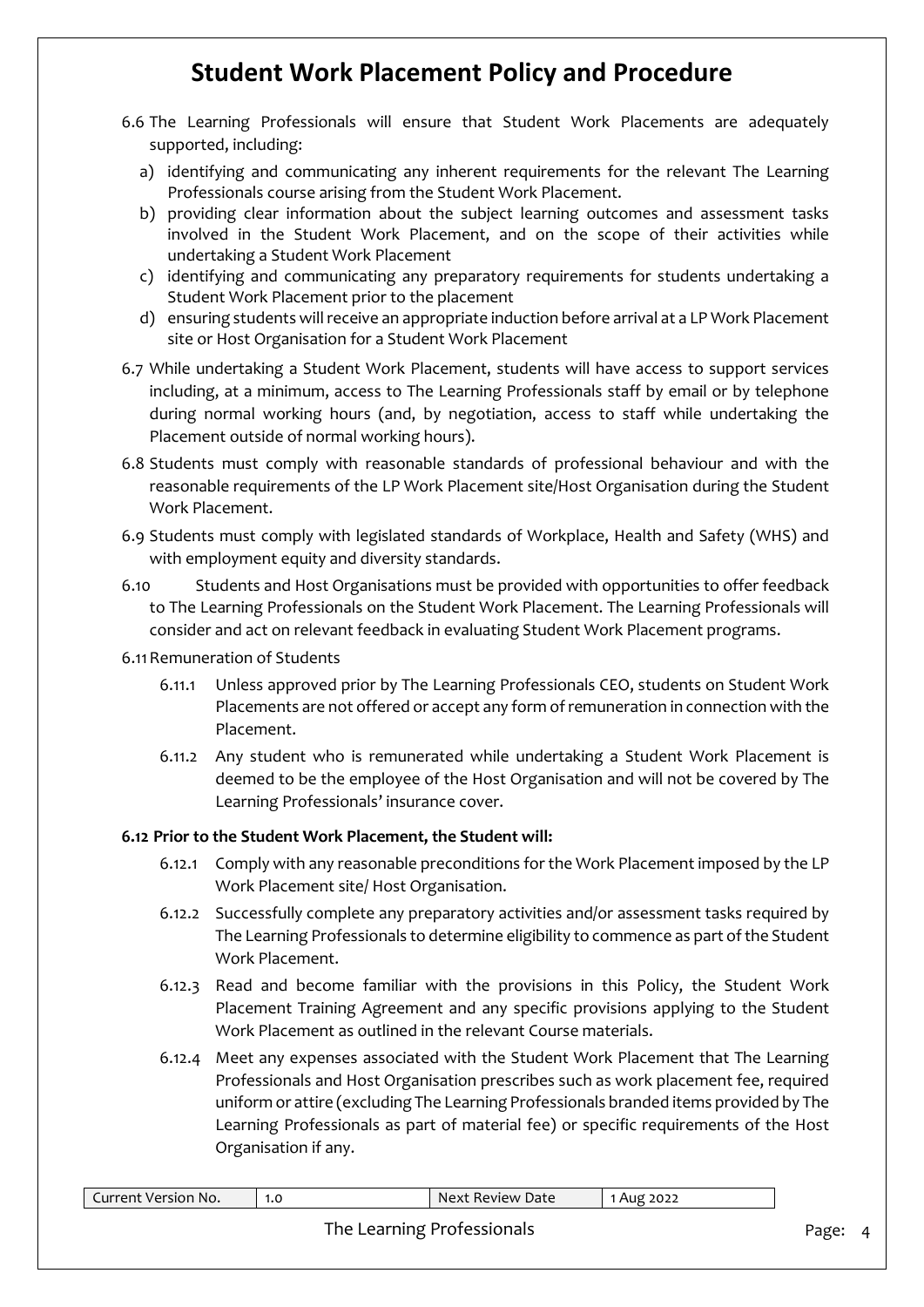6.6 The Learning Professionals will ensure that Student Work Placements are adequately supported, including:

a) identifying and communicating any inherent requirements for the relevant The Learning Professionals course arising from the Student Work Placement.
b) providing clear information about the subject learning outcomes and assessment tasks involved in the Student Work Placement, and on the scope of their activities while undertaking a Student Work Placement
c) identifying and communicating any preparatory requirements for students undertaking a Student Work Placement prior to the placement
d) ensuring students will receive an appropriate induction before arrival at a LP Work Placement site or Host Organisation for a Student Work Placement

6.7 While undertaking a Student Work Placement, students will have access to support services including, at a minimum, access to The Learning Professionals staff by email or by telephone during normal working hours (and, by negotiation, access to staff while undertaking the Placement outside of normal working hours).

6.8 Students must comply with reasonable standards of professional behaviour and with the reasonable requirements of the LP Work Placement site/Host Organisation during the Student Work Placement.

6.9 Students must comply with legislated standards of Workplace, Health and Safety (WHS) and with employment equity and diversity standards.

6.10 Students and Host Organisations must be provided with opportunities to offer feedback to The Learning Professionals on the Student Work Placement. The Learning Professionals will consider and act on relevant feedback in evaluating Student Work Placement programs.

6.11 Remuneration of Students

6.11.1 Unless approved prior by The Learning Professionals CEO, students on Student Work Placements are not offered or accept any form of remuneration in connection with the Placement.

6.11.2 Any student who is remunerated while undertaking a Student Work Placement is deemed to be the employee of the Host Organisation and will not be covered by The Learning Professionals' insurance cover.

**6.12 Prior to the Student Work Placement, the Student will:**

6.12.1 Comply with any reasonable preconditions for the Work Placement imposed by the LP Work Placement site/ Host Organisation.

6.12.2 Successfully complete any preparatory activities and/or assessment tasks required by The Learning Professionals to determine eligibility to commence as part of the Student Work Placement.

6.12.3 Read and become familiar with the provisions in this Policy, the Student Work Placement Training Agreement and any specific provisions applying to the Student Work Placement as outlined in the relevant Course materials.

6.12.4 Meet any expenses associated with the Student Work Placement that The Learning Professionals and Host Organisation prescribes such as work placement fee, required uniform or attire (excluding The Learning Professionals branded items provided by The Learning Professionals as part of material fee) or specific requirements of the Host Organisation if any.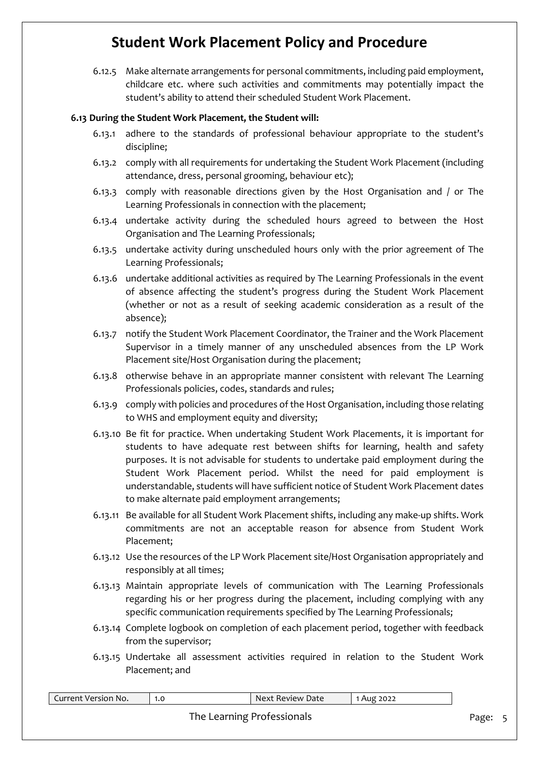6.12.5 Make alternate arrangements for personal commitments, including paid employment, childcare etc. where such activities and commitments may potentially impact the student's ability to attend their scheduled Student Work Placement.

**6.13 During the Student Work Placement, the Student will:**

6.13.1 adhere to the standards of professional behaviour appropriate to the student's discipline;

6.13.2 comply with all requirements for undertaking the Student Work Placement (including attendance, dress, personal grooming, behaviour etc);

6.13.3 comply with reasonable directions given by the Host Organisation and / or The Learning Professionals in connection with the placement;

6.13.4 undertake activity during the scheduled hours agreed to between the Host Organisation and The Learning Professionals;

6.13.5 undertake activity during unscheduled hours only with the prior agreement of The Learning Professionals;

6.13.6 undertake additional activities as required by The Learning Professionals in the event of absence affecting the student's progress during the Student Work Placement (whether or not as a result of seeking academic consideration as a result of the absence);

6.13.7 notify the Student Work Placement Coordinator, the Trainer and the Work Placement Supervisor in a timely manner of any unscheduled absences from the LP Work Placement site/Host Organisation during the placement;

6.13.8 otherwise behave in an appropriate manner consistent with relevant The Learning Professionals policies, codes, standards and rules;

6.13.9 comply with policies and procedures of the Host Organisation, including those relating to WHS and employment equity and diversity;

6.13.10 Be fit for practice. When undertaking Student Work Placements, it is important for students to have adequate rest between shifts for learning, health and safety purposes. It is not advisable for students to undertake paid employment during the Student Work Placement period. Whilst the need for paid employment is understandable, students will have sufficient notice of Student Work Placement dates to make alternate paid employment arrangements;

6.13.11 Be available for all Student Work Placement shifts, including any make-up shifts. Work commitments are not an acceptable reason for absence from Student Work Placement;

6.13.12 Use the resources of the LP Work Placement site/Host Organisation appropriately and responsibly at all times;

6.13.13 Maintain appropriate levels of communication with The Learning Professionals regarding his or her progress during the placement, including complying with any specific communication requirements specified by The Learning Professionals;

6.13.14 Complete logbook on completion of each placement period, together with feedback from the supervisor;

6.13.15 Undertake all assessment activities required in relation to the Student Work Placement; and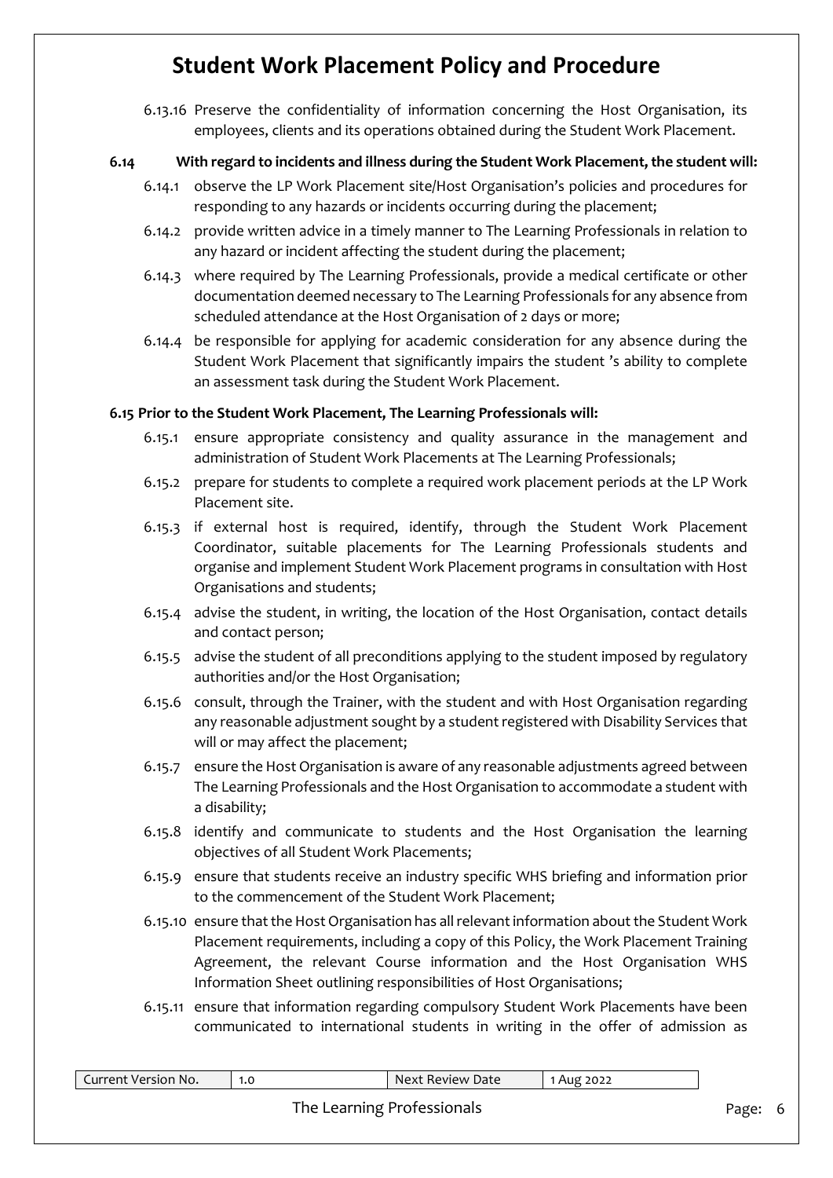6.13.16 Preserve the confidentiality of information concerning the Host Organisation, its employees, clients and its operations obtained during the Student Work Placement.

**6.14 With regard to incidents and illness during the Student Work Placement, the student will:**

6.14.1 observe the LP Work Placement site/Host Organisation's policies and procedures for responding to any hazards or incidents occurring during the placement;

6.14.2 provide written advice in a timely manner to The Learning Professionals in relation to any hazard or incident affecting the student during the placement;

6.14.3 where required by The Learning Professionals, provide a medical certificate or other documentation deemed necessary to The Learning Professionals for any absence from scheduled attendance at the Host Organisation of 2 days or more;

6.14.4 be responsible for applying for academic consideration for any absence during the Student Work Placement that significantly impairs the student 's ability to complete an assessment task during the Student Work Placement.

**6.15 Prior to the Student Work Placement, The Learning Professionals will:**

6.15.1 ensure appropriate consistency and quality assurance in the management and administration of Student Work Placements at The Learning Professionals;

6.15.2 prepare for students to complete a required work placement periods at the LP Work Placement site.

6.15.3 if external host is required, identify, through the Student Work Placement Coordinator, suitable placements for The Learning Professionals students and organise and implement Student Work Placement programs in consultation with Host Organisations and students;

6.15.4 advise the student, in writing, the location of the Host Organisation, contact details and contact person;

6.15.5 advise the student of all preconditions applying to the student imposed by regulatory authorities and/or the Host Organisation;

6.15.6 consult, through the Trainer, with the student and with Host Organisation regarding any reasonable adjustment sought by a student registered with Disability Services that will or may affect the placement;

6.15.7 ensure the Host Organisation is aware of any reasonable adjustments agreed between The Learning Professionals and the Host Organisation to accommodate a student with a disability;

6.15.8 identify and communicate to students and the Host Organisation the learning objectives of all Student Work Placements;

6.15.9 ensure that students receive an industry specific WHS briefing and information prior to the commencement of the Student Work Placement;

6.15.10 ensure that the Host Organisation has all relevant information about the Student Work Placement requirements, including a copy of this Policy, the Work Placement Training Agreement, the relevant Course information and the Host Organisation WHS Information Sheet outlining responsibilities of Host Organisations;

6.15.11 ensure that information regarding compulsory Student Work Placements have been communicated to international students in writing in the offer of admission as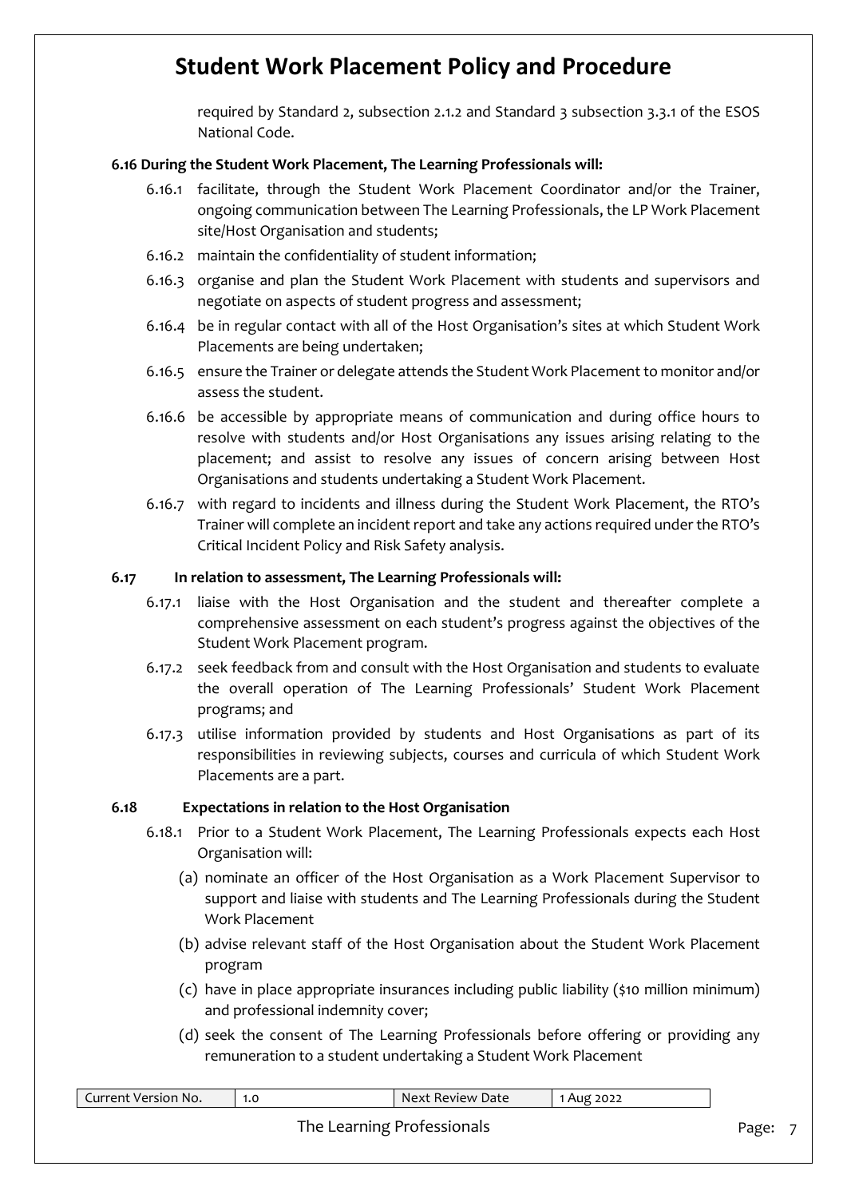required by Standard 2, subsection 2.1.2 and Standard 3 subsection 3.3.1 of the ESOS National Code.

**6.16 During the Student Work Placement, The Learning Professionals will:**

6.16.1 facilitate, through the Student Work Placement Coordinator and/or the Trainer, ongoing communication between The Learning Professionals, the LP Work Placement site/Host Organisation and students;

6.16.2 maintain the confidentiality of student information;

6.16.3 organise and plan the Student Work Placement with students and supervisors and negotiate on aspects of student progress and assessment;

6.16.4 be in regular contact with all of the Host Organisation's sites at which Student Work Placements are being undertaken;

6.16.5 ensure the Trainer or delegate attends the Student Work Placement to monitor and/or assess the student.

6.16.6 be accessible by appropriate means of communication and during office hours to resolve with students and/or Host Organisations any issues arising relating to the placement; and assist to resolve any issues of concern arising between Host Organisations and students undertaking a Student Work Placement.

6.16.7 with regard to incidents and illness during the Student Work Placement, the RTO's Trainer will complete an incident report and take any actions required under the RTO's Critical Incident Policy and Risk Safety analysis.

**6.17 In relation to assessment, The Learning Professionals will:**

6.17.1 liaise with the Host Organisation and the student and thereafter complete a comprehensive assessment on each student's progress against the objectives of the Student Work Placement program.

6.17.2 seek feedback from and consult with the Host Organisation and students to evaluate the overall operation of The Learning Professionals' Student Work Placement programs; and

6.17.3 utilise information provided by students and Host Organisations as part of its responsibilities in reviewing subjects, courses and curricula of which Student Work Placements are a part.

**6.18 Expectations in relation to the Host Organisation**

6.18.1 Prior to a Student Work Placement, The Learning Professionals expects each Host Organisation will:

(a) nominate an officer of the Host Organisation as a Work Placement Supervisor to support and liaise with students and The Learning Professionals during the Student Work Placement

(b) advise relevant staff of the Host Organisation about the Student Work Placement program

(c) have in place appropriate insurances including public liability ($10 million minimum) and professional indemnity cover;

(d) seek the consent of The Learning Professionals before offering or providing any remuneration to a student undertaking a Student Work Placement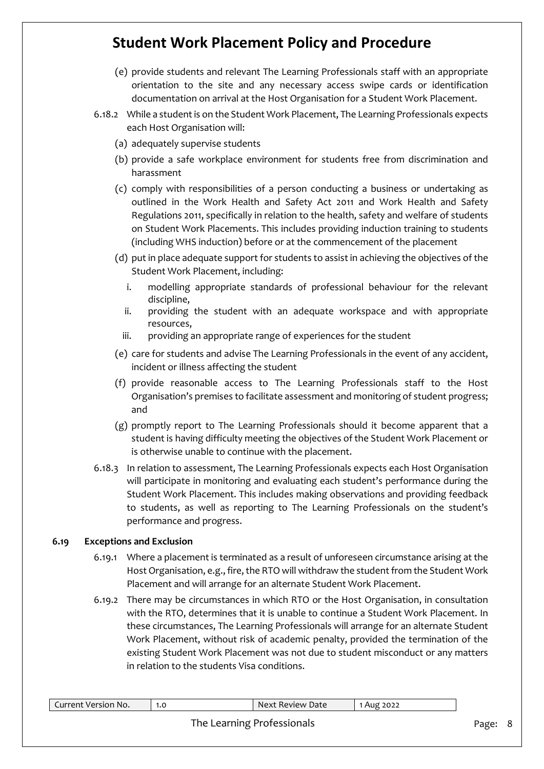(e) provide students and relevant The Learning Professionals staff with an appropriate orientation to the site and any necessary access swipe cards or identification documentation on arrival at the Host Organisation for a Student Work Placement.

6.18.2 While a student is on the Student Work Placement, The Learning Professionals expects each Host Organisation will:

(a) adequately supervise students

(b) provide a safe workplace environment for students free from discrimination and harassment

(c) comply with responsibilities of a person conducting a business or undertaking as outlined in the Work Health and Safety Act 2011 and Work Health and Safety Regulations 2011, specifically in relation to the health, safety and welfare of students on Student Work Placements. This includes providing induction training to students (including WHS induction) before or at the commencement of the placement

(d) put in place adequate support for students to assist in achieving the objectives of the Student Work Placement, including:

i. modelling appropriate standards of professional behaviour for the relevant discipline,

ii. providing the student with an adequate workspace and with appropriate resources,

iii. providing an appropriate range of experiences for the student

(e) care for students and advise The Learning Professionals in the event of any accident, incident or illness affecting the student

(f) provide reasonable access to The Learning Professionals staff to the Host Organisation's premises to facilitate assessment and monitoring of student progress; and

(g) promptly report to The Learning Professionals should it become apparent that a student is having difficulty meeting the objectives of the Student Work Placement or is otherwise unable to continue with the placement.

6.18.3 In relation to assessment, The Learning Professionals expects each Host Organisation will participate in monitoring and evaluating each student's performance during the Student Work Placement. This includes making observations and providing feedback to students, as well as reporting to The Learning Professionals on the student's performance and progress.

**6.19 Exceptions and Exclusion**

6.19.1 Where a placement is terminated as a result of unforeseen circumstance arising at the Host Organisation, e.g., fire, the RTO will withdraw the student from the Student Work Placement and will arrange for an alternate Student Work Placement.

6.19.2 There may be circumstances in which RTO or the Host Organisation, in consultation with the RTO, determines that it is unable to continue a Student Work Placement. In these circumstances, The Learning Professionals will arrange for an alternate Student Work Placement, without risk of academic penalty, provided the termination of the existing Student Work Placement was not due to student misconduct or any matters in relation to the students Visa conditions.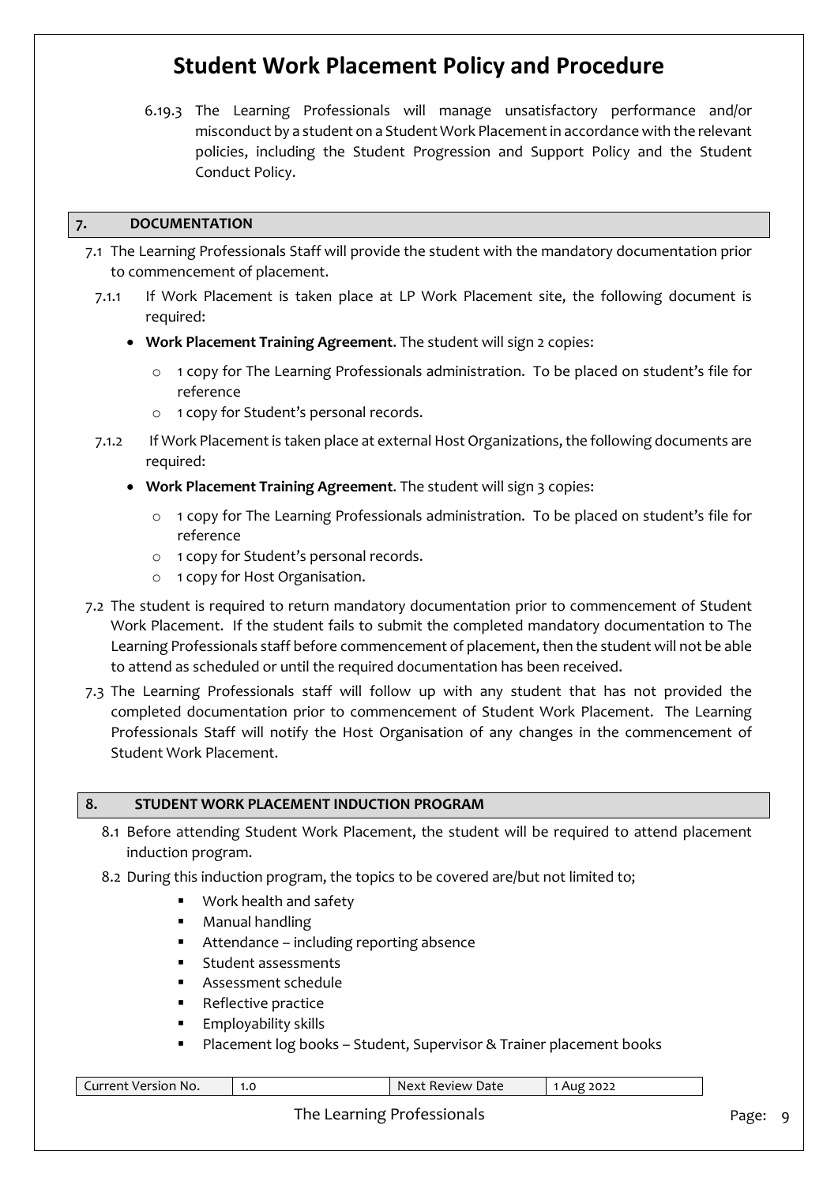6.19.3 The Learning Professionals will manage unsatisfactory performance and/or misconduct by a student on a Student Work Placement in accordance with the relevant policies, including the Student Progression and Support Policy and the Student Conduct Policy.

## 7. DOCUMENTATION

7.1 The Learning Professionals Staff will provide the student with the mandatory documentation prior to commencement of placement.

7.1.1 If Work Placement is taken place at LP Work Placement site, the following document is required:

- **Work Placement Training Agreement**. The student will sign 2 copies:
  - 1 copy for The Learning Professionals administration. To be placed on student's file for reference
  - 1 copy for Student's personal records.

7.1.2 If Work Placement is taken place at external Host Organizations, the following documents are required:

- **Work Placement Training Agreement**. The student will sign 3 copies:
  - 1 copy for The Learning Professionals administration. To be placed on student's file for reference
  - 1 copy for Student's personal records.
  - 1 copy for Host Organisation.

7.2 The student is required to return mandatory documentation prior to commencement of Student Work Placement. If the student fails to submit the completed mandatory documentation to The Learning Professionals staff before commencement of placement, then the student will not be able to attend as scheduled or until the required documentation has been received.

7.3 The Learning Professionals staff will follow up with any student that has not provided the completed documentation prior to commencement of Student Work Placement. The Learning Professionals Staff will notify the Host Organisation of any changes in the commencement of Student Work Placement.

## 8. STUDENT WORK PLACEMENT INDUCTION PROGRAM

8.1 Before attending Student Work Placement, the student will be required to attend placement induction program.

8.2 During this induction program, the topics to be covered are/but not limited to;

- Work health and safety
- Manual handling
- Attendance – including reporting absence
- Student assessments
- Assessment schedule
- Reflective practice
- Employability skills
- Placement log books – Student, Supervisor & Trainer placement books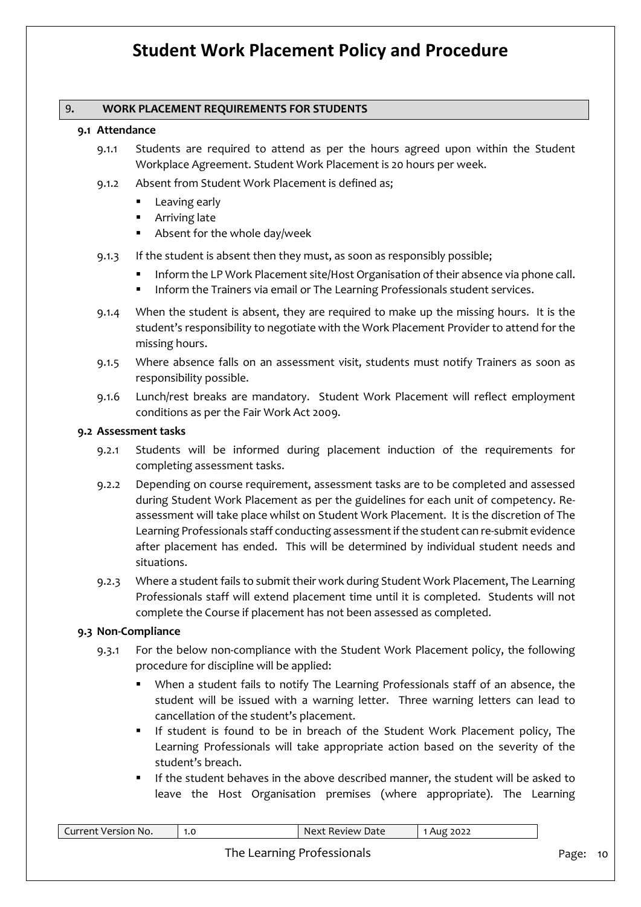## 9. WORK PLACEMENT REQUIREMENTS FOR STUDENTS

### 9.1 Attendance

9.1.1 Students are required to attend as per the hours agreed upon within the Student Workplace Agreement. Student Work Placement is 20 hours per week.

9.1.2 Absent from Student Work Placement is defined as;

- Leaving early
- Arriving late
- Absent for the whole day/week

9.1.3 If the student is absent then they must, as soon as responsibly possible;

- Inform the LP Work Placement site/Host Organisation of their absence via phone call.
- Inform the Trainers via email or The Learning Professionals student services.

9.1.4 When the student is absent, they are required to make up the missing hours. It is the student's responsibility to negotiate with the Work Placement Provider to attend for the missing hours.

9.1.5 Where absence falls on an assessment visit, students must notify Trainers as soon as responsibility possible.

9.1.6 Lunch/rest breaks are mandatory. Student Work Placement will reflect employment conditions as per the Fair Work Act 2009.

### 9.2 Assessment tasks

9.2.1 Students will be informed during placement induction of the requirements for completing assessment tasks.

9.2.2 Depending on course requirement, assessment tasks are to be completed and assessed during Student Work Placement as per the guidelines for each unit of competency. Re-assessment will take place whilst on Student Work Placement. It is the discretion of The Learning Professionals staff conducting assessment if the student can re-submit evidence after placement has ended. This will be determined by individual student needs and situations.

9.2.3 Where a student fails to submit their work during Student Work Placement, The Learning Professionals staff will extend placement time until it is completed. Students will not complete the Course if placement has not been assessed as completed.

### 9.3 Non-Compliance

9.3.1 For the below non-compliance with the Student Work Placement policy, the following procedure for discipline will be applied:

- When a student fails to notify The Learning Professionals staff of an absence, the student will be issued with a warning letter. Three warning letters can lead to cancellation of the student's placement.
- If student is found to be in breach of the Student Work Placement policy, The Learning Professionals will take appropriate action based on the severity of the student's breach.
- If the student behaves in the above described manner, the student will be asked to leave the Host Organisation premises (where appropriate). The Learning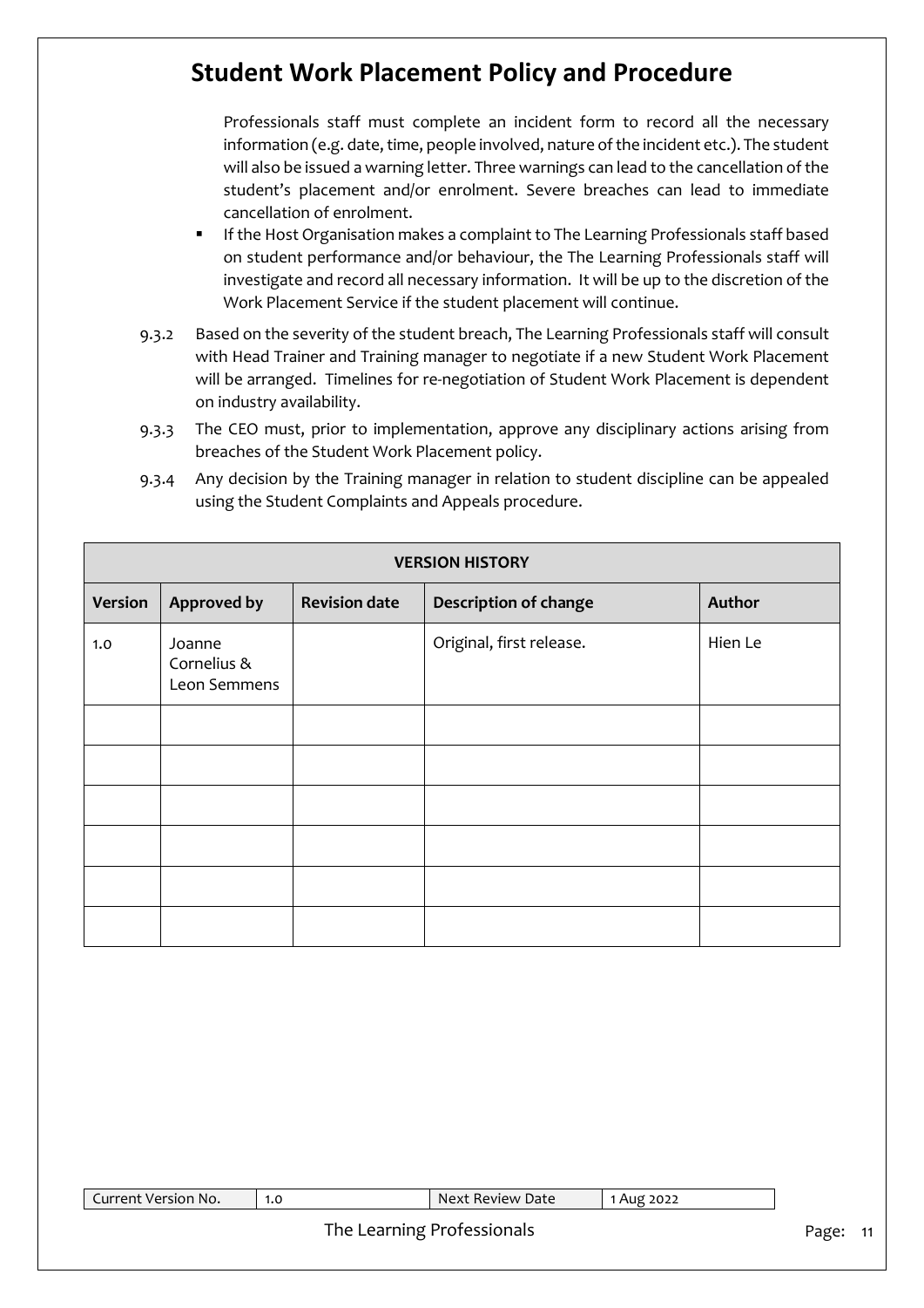Professionals staff must complete an incident form to record all the necessary information (e.g. date, time, people involved, nature of the incident etc.). The student will also be issued a warning letter. Three warnings can lead to the cancellation of the student's placement and/or enrolment. Severe breaches can lead to immediate cancellation of enrolment.

- If the Host Organisation makes a complaint to The Learning Professionals staff based on student performance and/or behaviour, the The Learning Professionals staff will investigate and record all necessary information. It will be up to the discretion of the Work Placement Service if the student placement will continue.

9.3.2 Based on the severity of the student breach, The Learning Professionals staff will consult with Head Trainer and Training manager to negotiate if a new Student Work Placement will be arranged. Timelines for re-negotiation of Student Work Placement is dependent on industry availability.

9.3.3 The CEO must, prior to implementation, approve any disciplinary actions arising from breaches of the Student Work Placement policy.

9.3.4 Any decision by the Training manager in relation to student discipline can be appealed using the Student Complaints and Appeals procedure.

| VERSION HISTORY | | | | |
|---|---|---|---|---|
| **Version** | **Approved by** | **Revision date** | **Description of change** | **Author** |
| 1.0 | Joanne Cornelius & Leon Semmens | | Original, first release. | Hien Le |
| | | | | |
| | | | | |
| | | | | |
| | | | | |
| | | | | |
| | | | | |

| | | | |
|---|---|---|---|
| Current Version No. | 1.0 | Next Review Date | 1 Aug 2022 |